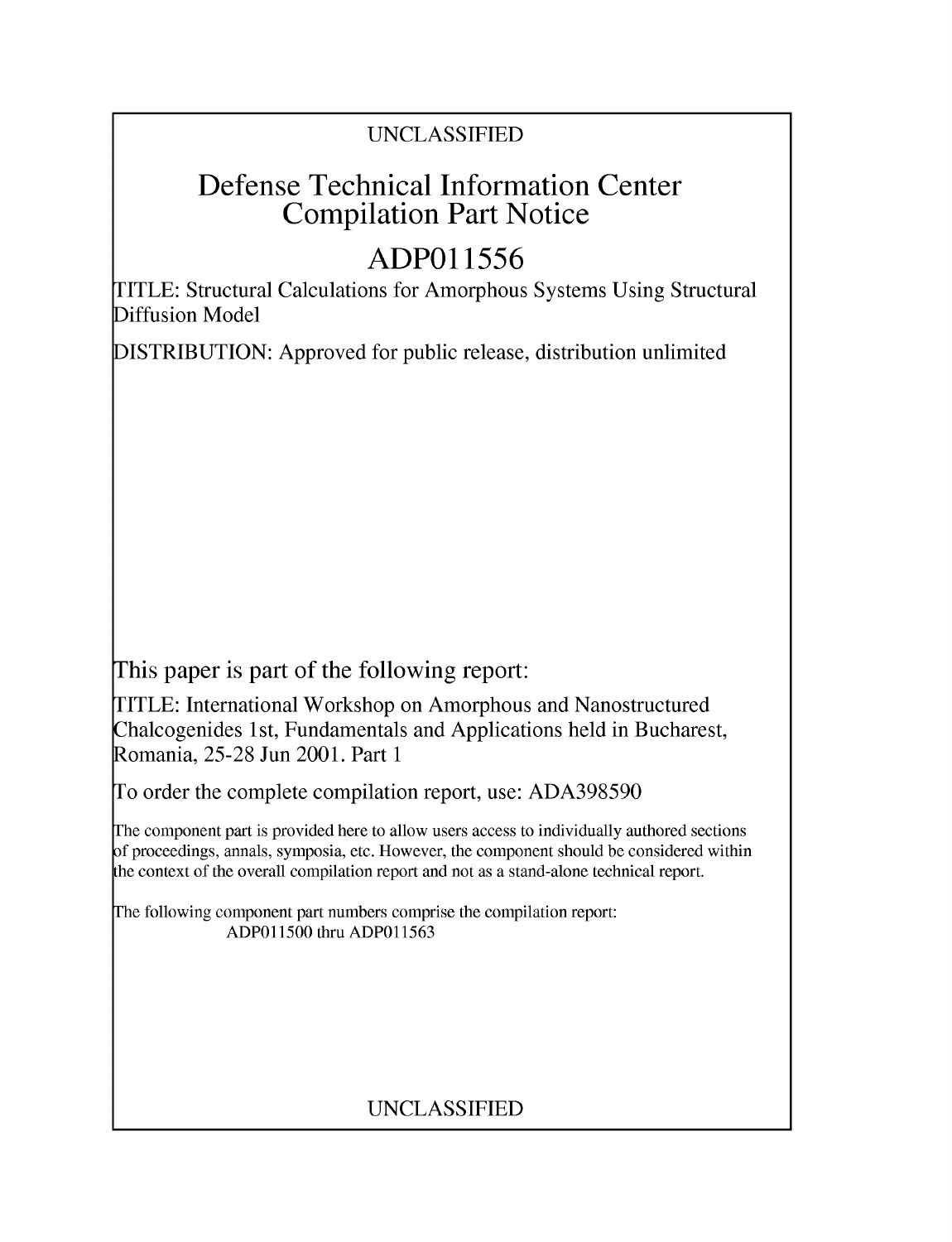UNCLASSIFIED

# Defense Technical Information Center Compilation Part Notice

# ADP011556

TITLE: Structural Calculations for Amorphous Systems Using Structural Diffusion Model

DISTRIBUTION: Approved for public release, distribution unlimited

This paper is part of the following report:

TITLE: International Workshop on Amorphous and Nanostructured Chalcogenides 1st, Fundamentals and Applications held in Bucharest, Romania, 25-28 Jun 2001. Part 1

To order the complete compilation report, use: ADA398590

The component part is provided here to allow users access to individually authored sections of proceedings, annals, symposia, etc. However, the component should be considered within the context of the overall compilation report and not as a stand-alone technical report.

The following component part numbers comprise the compilation report:
ADP011500 thru ADP011563

UNCLASSIFIED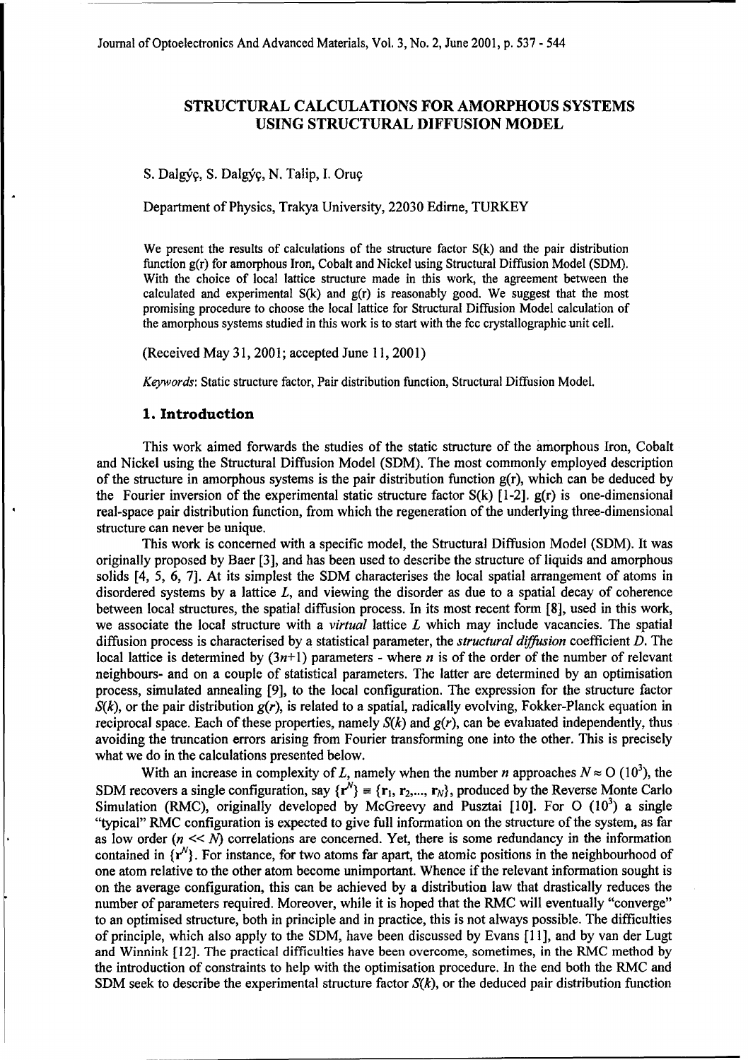# STRUCTURAL CALCULATIONS FOR AMORPHOUS SYSTEMS USING STRUCTURAL DIFFUSION MODEL

S. Dalgýç, S. Dalgýç, N. Talip, I. Oruç

Department of Physics, Trakya University, 22030 Edirne, TURKEY

We present the results of calculations of the structure factor S(k) and the pair distribution function g(r) for amorphous Iron, Cobalt and Nickel using Structural Diffusion Model (SDM). With the choice of local lattice structure made in this work, the agreement between the calculated and experimental S(k) and g(r) is reasonably good. We suggest that the most promising procedure to choose the local lattice for Structural Diffusion Model calculation of the amorphous systems studied in this work is to start with the fcc crystallographic unit cell.

(Received May 31, 2001; accepted June 11, 2001)

*Keywords*: Static structure factor, Pair distribution function, Structural Diffusion Model.

## 1. Introduction

This work aimed forwards the studies of the static structure of the amorphous Iron, Cobalt and Nickel using the Structural Diffusion Model (SDM). The most commonly employed description of the structure in amorphous systems is the pair distribution function g(r), which can be deduced by the Fourier inversion of the experimental static structure factor S(k) [1-2]. g(r) is one-dimensional real-space pair distribution function, from which the regeneration of the underlying three-dimensional structure can never be unique.

This work is concerned with a specific model, the Structural Diffusion Model (SDM). It was originally proposed by Baer [3], and has been used to describe the structure of liquids and amorphous solids [4, 5, 6, 7]. At its simplest the SDM characterises the local spatial arrangement of atoms in disordered systems by a lattice *L*, and viewing the disorder as due to a spatial decay of coherence between local structures, the spatial diffusion process. In its most recent form [8], used in this work, we associate the local structure with a *virtual* lattice *L* which may include vacancies. The spatial diffusion process is characterised by a statistical parameter, the *structural diffusion* coefficient *D*. The local lattice is determined by $(3n+1)$ parameters - where *n* is of the order of the number of relevant neighbours- and on a couple of statistical parameters. The latter are determined by an optimisation process, simulated annealing [9], to the local configuration. The expression for the structure factor $S(k)$, or the pair distribution $g(r)$, is related to a spatial, radically evolving, Fokker-Planck equation in reciprocal space. Each of these properties, namely $S(k)$ and $g(r)$, can be evaluated independently, thus avoiding the truncation errors arising from Fourier transforming one into the other. This is precisely what we do in the calculations presented below.

With an increase in complexity of *L*, namely when the number *n* approaches $N \approx O(10^3)$, the SDM recovers a single configuration, say $\{\mathbf{r}^N\} \equiv \{\mathbf{r}_1, \mathbf{r}_2, ..., \mathbf{r}_N\}$, produced by the Reverse Monte Carlo Simulation (RMC), originally developed by McGreevy and Pusztai [10]. For $O(10^3)$ a single "typical" RMC configuration is expected to give full information on the structure of the system, as far as low order ($n \ll N$) correlations are concerned. Yet, there is some redundancy in the information contained in $\{\mathbf{r}^N\}$. For instance, for two atoms far apart, the atomic positions in the neighbourhood of one atom relative to the other atom become unimportant. Whence if the relevant information sought is on the average configuration, this can be achieved by a distribution law that drastically reduces the number of parameters required. Moreover, while it is hoped that the RMC will eventually "converge" to an optimised structure, both in principle and in practice, this is not always possible. The difficulties of principle, which also apply to the SDM, have been discussed by Evans [11], and by van der Lugt and Winnink [12]. The practical difficulties have been overcome, sometimes, in the RMC method by the introduction of constraints to help with the optimisation procedure. In the end both the RMC and SDM seek to describe the experimental structure factor $S(k)$, or the deduced pair distribution function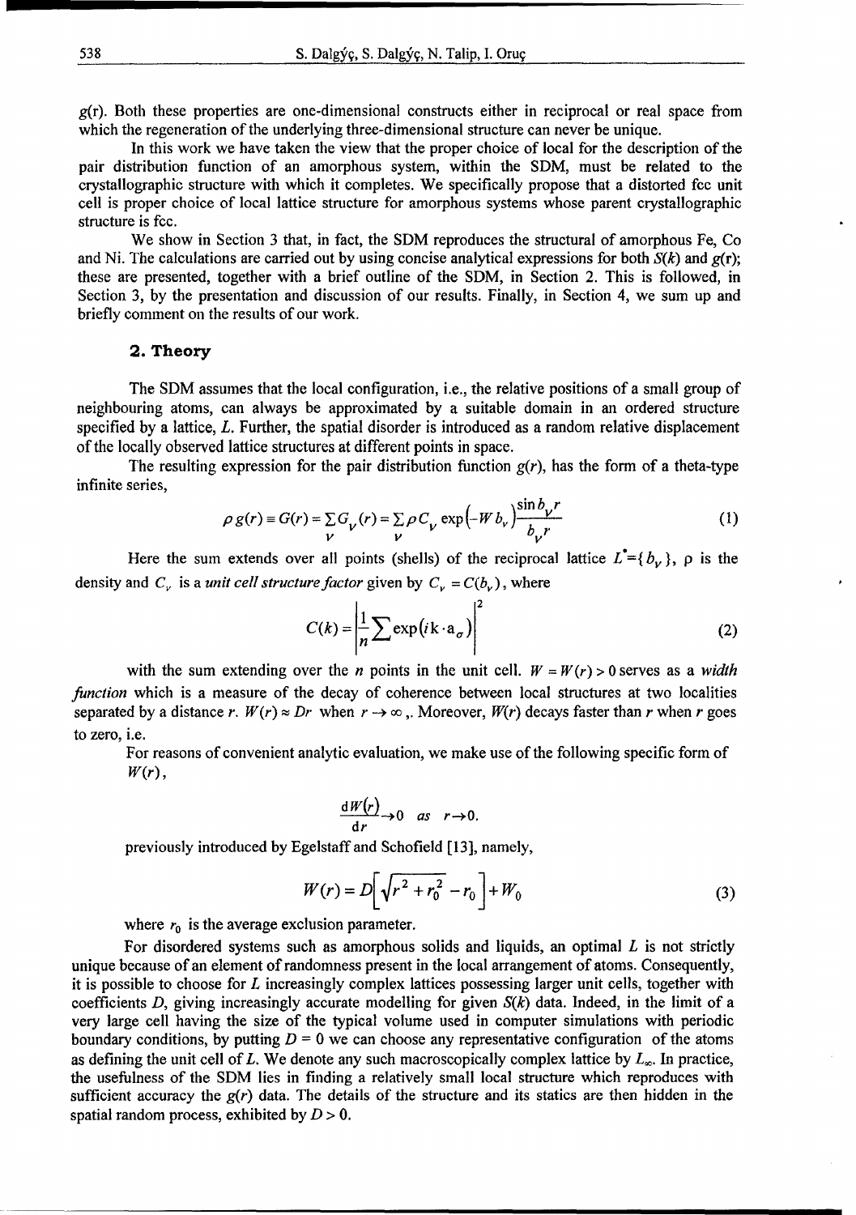$g(r)$. Both these properties are one-dimensional constructs either in reciprocal or real space from which the regeneration of the underlying three-dimensional structure can never be unique.

In this work we have taken the view that the proper choice of local for the description of the pair distribution function of an amorphous system, within the SDM, must be related to the crystallographic structure with which it completes. We specifically propose that a distorted fcc unit cell is proper choice of local lattice structure for amorphous systems whose parent crystallographic structure is fcc.

We show in Section 3 that, in fact, the SDM reproduces the structural of amorphous Fe, Co and Ni. The calculations are carried out by using concise analytical expressions for both $S(k)$ and $g(r)$; these are presented, together with a brief outline of the SDM, in Section 2. This is followed, in Section 3, by the presentation and discussion of our results. Finally, in Section 4, we sum up and briefly comment on the results of our work.

## 2. Theory

The SDM assumes that the local configuration, i.e., the relative positions of a small group of neighbouring atoms, can always be approximated by a suitable domain in an ordered structure specified by a lattice, $L$. Further, the spatial disorder is introduced as a random relative displacement of the locally observed lattice structures at different points in space.

The resulting expression for the pair distribution function $g(r)$, has the form of a theta-type infinite series,

$$\rho\, g(r) \equiv G(r) = \sum_{\nu} G_{\nu}(r) = \sum_{\nu} \rho\, C_{\nu} \exp\left(-W b_{\nu}\right) \frac{\sin b_{\nu} r}{b_{\nu} r} \tag{1}$$

Here the sum extends over all points (shells) of the reciprocal lattice $L^{*}=\{b_{\nu}\}$, $\rho$ is the density and $C_{\nu}$ is a *unit cell structure factor* given by $C_{\nu} = C(b_{\nu})$, where

$$C(k) = \left| \frac{1}{n} \sum \exp\left(i\mathbf{k}\cdot\mathbf{a}_{\sigma}\right) \right|^{2} \tag{2}$$

with the sum extending over the $n$ points in the unit cell. $W = W(r) > 0$ serves as a *width function* which is a measure of the decay of coherence between local structures at two localities separated by a distance $r$. $W(r) \approx Dr$ when $r \to \infty$ ,. Moreover, $W(r)$ decays faster than $r$ when $r$ goes to zero, i.e.

For reasons of convenient analytic evaluation, we make use of the following specific form of $W(r)$,

$$\frac{dW(r)}{dr} \to 0 \quad as \quad r \to 0.$$

previously introduced by Egelstaff and Schofield [13], namely,

$$W(r) = D\left[\sqrt{r^{2}+r_{0}^{2}} - r_{0}\right] + W_{0} \tag{3}$$

where $r_0$ is the average exclusion parameter.

For disordered systems such as amorphous solids and liquids, an optimal $L$ is not strictly unique because of an element of randomness present in the local arrangement of atoms. Consequently, it is possible to choose for $L$ increasingly complex lattices possessing larger unit cells, together with coefficients $D$, giving increasingly accurate modelling for given $S(k)$ data. Indeed, in the limit of a very large cell having the size of the typical volume used in computer simulations with periodic boundary conditions, by putting $D = 0$ we can choose any representative configuration of the atoms as defining the unit cell of $L$. We denote any such macroscopically complex lattice by $L_{\infty}$. In practice, the usefulness of the SDM lies in finding a relatively small local structure which reproduces with sufficient accuracy the $g(r)$ data. The details of the structure and its statics are then hidden in the spatial random process, exhibited by $D > 0$.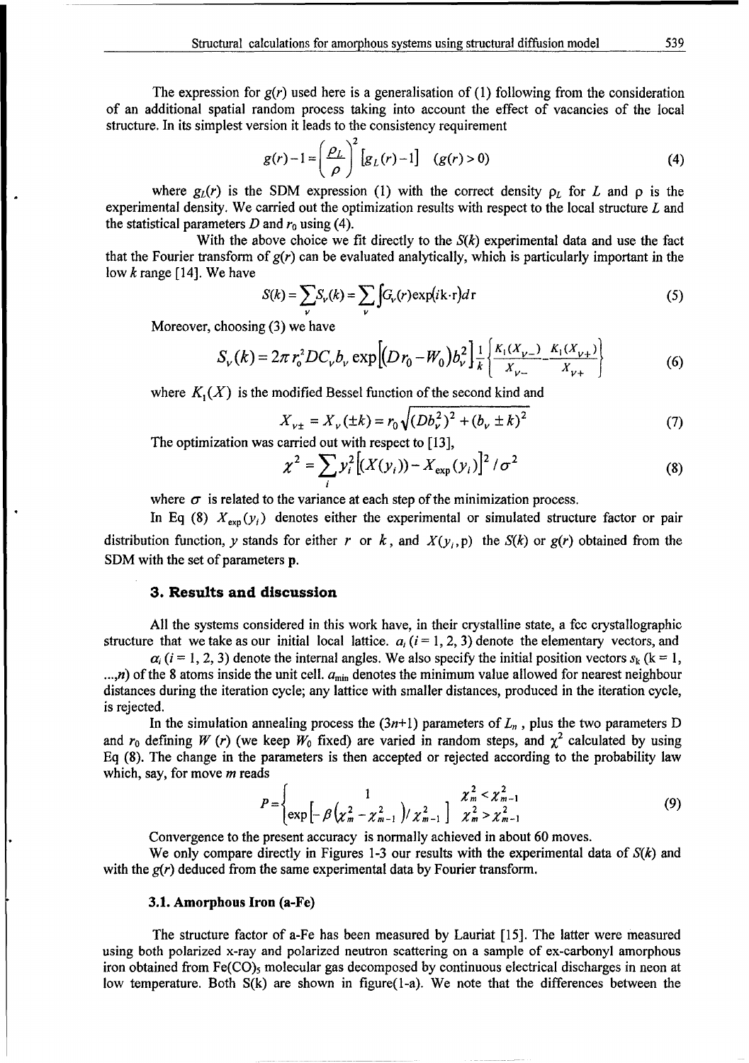The expression for $g(r)$ used here is a generalisation of (1) following from the consideration of an additional spatial random process taking into account the effect of vacancies of the local structure. In its simplest version it leads to the consistency requirement

$$g(r)-1=\left(\frac{\rho_L}{\rho}\right)^2\left[g_L(r)-1\right] \quad (g(r)>0) \tag{4}$$

where $g_L(r)$ is the SDM expression (1) with the correct density $\rho_L$ for $L$ and $\rho$ is the experimental density. We carried out the optimization results with respect to the local structure $L$ and the statistical parameters $D$ and $r_0$ using (4).

With the above choice we fit directly to the $S(k)$ experimental data and use the fact that the Fourier transform of $g(r)$ can be evaluated analytically, which is particularly important in the low $k$ range [14]. We have

$$S(k)=\sum_{\nu}S_{\nu}(k)=\sum_{\nu}\int G_{\nu}(r)\exp(ik\cdot r)dr \tag{5}$$

Moreover, choosing (3) we have

$$S_{\nu}(k)=2\pi r_0^2 DC_{\nu}b_{\nu}\exp\left[(Dr_0-W_0)b_{\nu}^2\right]\frac{1}{k}\left\{\frac{K_1(X_{\nu-})}{X_{\nu-}}-\frac{K_1(X_{\nu+})}{X_{\nu+}}\right\} \tag{6}$$

where $K_1(X)$ is the modified Bessel function of the second kind and

$$X_{\nu\pm}=X_{\nu}(\pm k)=r_0\sqrt{(Db_{\nu}^2)^2+(b_{\nu}\pm k)^2} \tag{7}$$

The optimization was carried out with respect to [13],

$$\chi^2=\sum_i y_i^2\left[(X(y_i))-X_{\exp}(y_i)\right]^2/\sigma^2 \tag{8}$$

where $\sigma$ is related to the variance at each step of the minimization process.

In Eq (8) $X_{\exp}(y_i)$ denotes either the experimental or simulated structure factor or pair distribution function, $y$ stands for either $r$ or $k$, and $X(y_i,\mathrm{p})$ the $S(k)$ or $g(r)$ obtained from the SDM with the set of parameters **p**.

## 3. Results and discussion

All the systems considered in this work have, in their crystalline state, a fcc crystallographic structure that we take as our initial local lattice. $a_i$ ($i$ = 1, 2, 3) denote the elementary vectors, and $\alpha_i$ ($i$ = 1, 2, 3) denote the internal angles. We also specify the initial position vectors $s_k$ (k = 1, ...,$n$) of the 8 atoms inside the unit cell. $a_{\min}$ denotes the minimum value allowed for nearest neighbour distances during the iteration cycle; any lattice with smaller distances, produced in the iteration cycle, is rejected.

In the simulation annealing process the ($3n$+1) parameters of $L_n$ , plus the two parameters D and $r_0$ defining $W(r)$ (we keep $W_0$ fixed) are varied in random steps, and $\chi^2$ calculated by using Eq (8). The change in the parameters is then accepted or rejected according to the probability law which, say, for move $m$ reads

$$P=\begin{cases}1 & \chi_m^2<\chi_{m-1}^2\\ \exp\left[-\beta\left(\chi_m^2-\chi_{m-1}^2\right)/\chi_{m-1}^2\right] & \chi_m^2>\chi_{m-1}^2\end{cases} \tag{9}$$

Convergence to the present accuracy is normally achieved in about 60 moves.

We only compare directly in Figures 1-3 our results with the experimental data of $S(k)$ and with the $g(r)$ deduced from the same experimental data by Fourier transform.

### 3.1. Amorphous Iron (a-Fe)

The structure factor of a-Fe has been measured by Lauriat [15]. The latter were measured using both polarized x-ray and polarized neutron scattering on a sample of ex-carbonyl amorphous iron obtained from $Fe(CO)_5$ molecular gas decomposed by continuous electrical discharges in neon at low temperature. Both S(k) are shown in figure(1-a). We note that the differences between the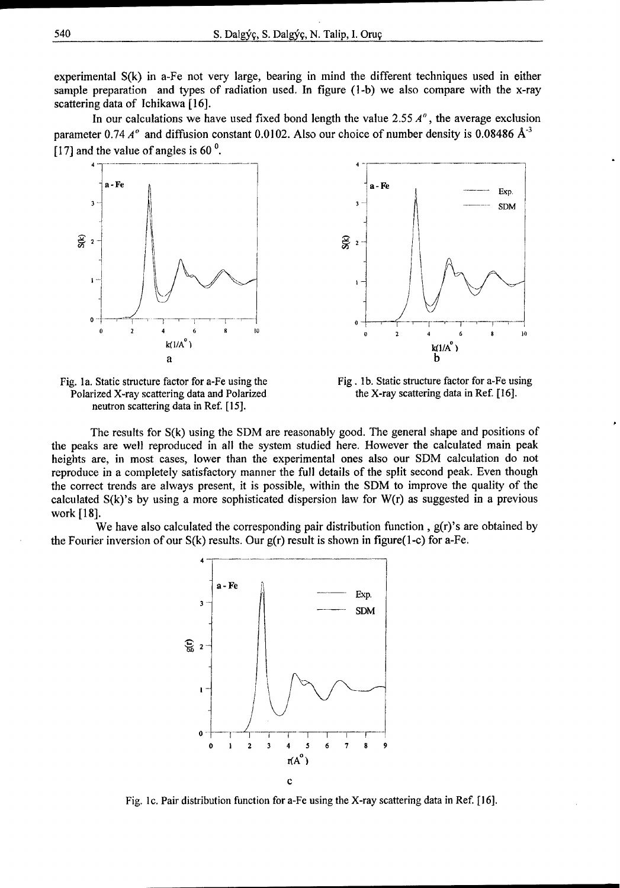experimental S(k) in a-Fe not very large, bearing in mind the different techniques used in either sample preparation and types of radiation used. In figure (1-b) we also compare with the x-ray scattering data of Ichikawa [16].

In our calculations we have used fixed bond length the value 2.55 $A^o$, the average exclusion parameter 0.74 $A^o$ and diffusion constant 0.0102. Also our choice of number density is 0.08486 $Å^{-3}$ [17] and the value of angles is 60 $^0$.

Fig. 1a. Static structure factor for a-Fe using the Polarized X-ray scattering data and Polarized neutron scattering data in Ref. [15].

Fig . 1b. Static structure factor for a-Fe using the X-ray scattering data in Ref. [16].

The results for S(k) using the SDM are reasonably good. The general shape and positions of the peaks are well reproduced in all the system studied here. However the calculated main peak heights are, in most cases, lower than the experimental ones also our SDM calculation do not reproduce in a completely satisfactory manner the full details of the split second peak. Even though the correct trends are always present, it is possible, within the SDM to improve the quality of the calculated S(k)'s by using a more sophisticated dispersion law for W(r) as suggested in a previous work [18].

We have also calculated the corresponding pair distribution function , g(r)'s are obtained by the Fourier inversion of our S(k) results. Our g(r) result is shown in figure(1-c) for a-Fe.

Fig. 1c. Pair distribution function for a-Fe using the X-ray scattering data in Ref. [16].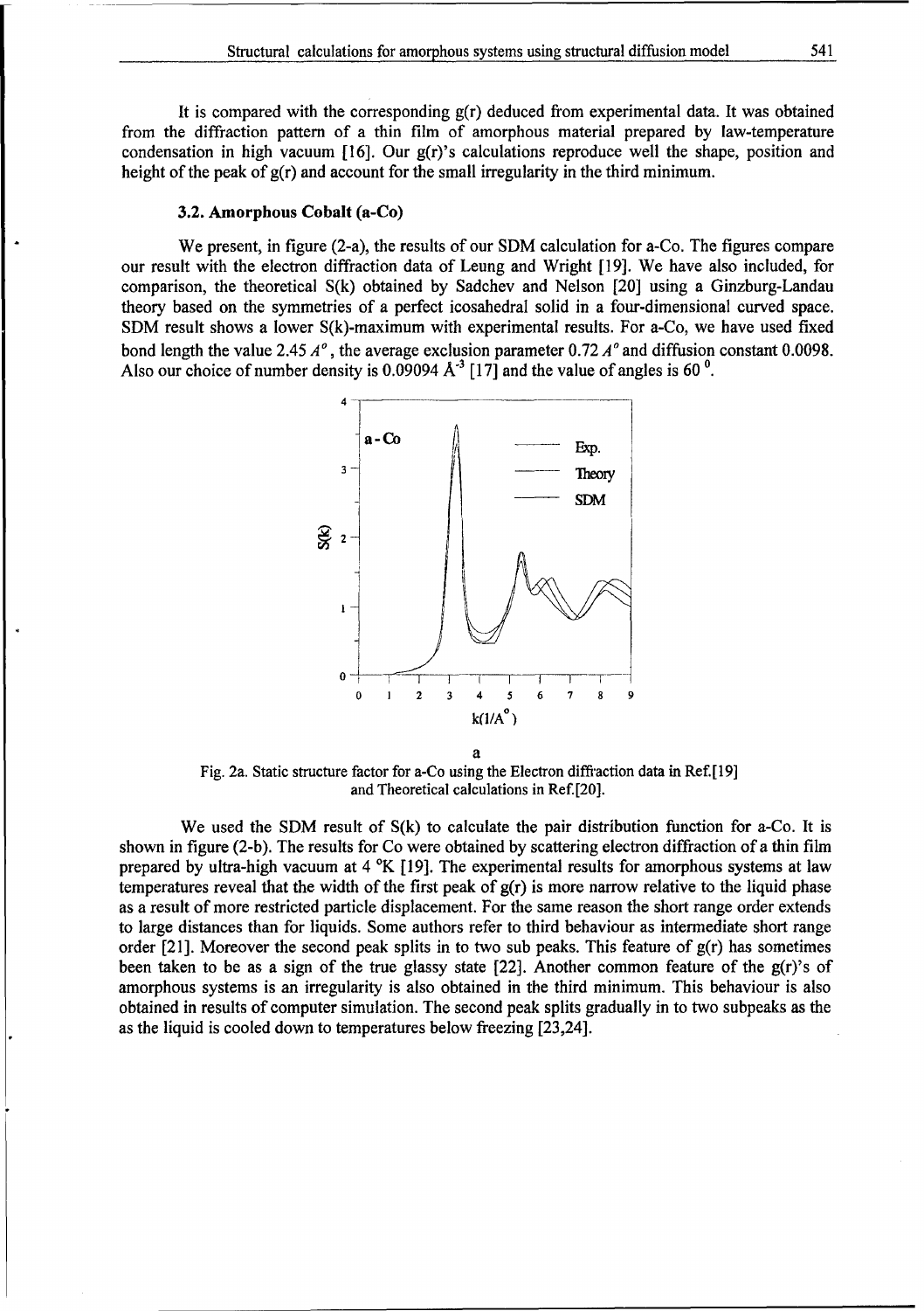It is compared with the corresponding g(r) deduced from experimental data. It was obtained from the diffraction pattern of a thin film of amorphous material prepared by law-temperature condensation in high vacuum [16]. Our g(r)'s calculations reproduce well the shape, position and height of the peak of g(r) and account for the small irregularity in the third minimum.

### 3.2. Amorphous Cobalt (a-Co)

We present, in figure (2-a), the results of our SDM calculation for a-Co. The figures compare our result with the electron diffraction data of Leung and Wright [19]. We have also included, for comparison, the theoretical S(k) obtained by Sadchev and Nelson [20] using a Ginzburg-Landau theory based on the symmetries of a perfect icosahedral solid in a four-dimensional curved space. SDM result shows a lower S(k)-maximum with experimental results. For a-Co, we have used fixed bond length the value 2.45 $A^o$, the average exclusion parameter 0.72 $A^o$ and diffusion constant 0.0098. Also our choice of number density is 0.09094 $Å^{-3}$ [17] and the value of angles is 60 $^0$.

a

Fig. 2a. Static structure factor for a-Co using the Electron diffraction data in Ref.[19] and Theoretical calculations in Ref.[20].

We used the SDM result of S(k) to calculate the pair distribution function for a-Co. It is shown in figure (2-b). The results for Co were obtained by scattering electron diffraction of a thin film prepared by ultra-high vacuum at 4 °K [19]. The experimental results for amorphous systems at law temperatures reveal that the width of the first peak of g(r) is more narrow relative to the liquid phase as a result of more restricted particle displacement. For the same reason the short range order extends to large distances than for liquids. Some authors refer to third behaviour as intermediate short range order [21]. Moreover the second peak splits in to two sub peaks. This feature of g(r) has sometimes been taken to be as a sign of the true glassy state [22]. Another common feature of the g(r)'s of amorphous systems is an irregularity is also obtained in the third minimum. This behaviour is also obtained in results of computer simulation. The second peak splits gradually in to two subpeaks as the as the liquid is cooled down to temperatures below freezing [23,24].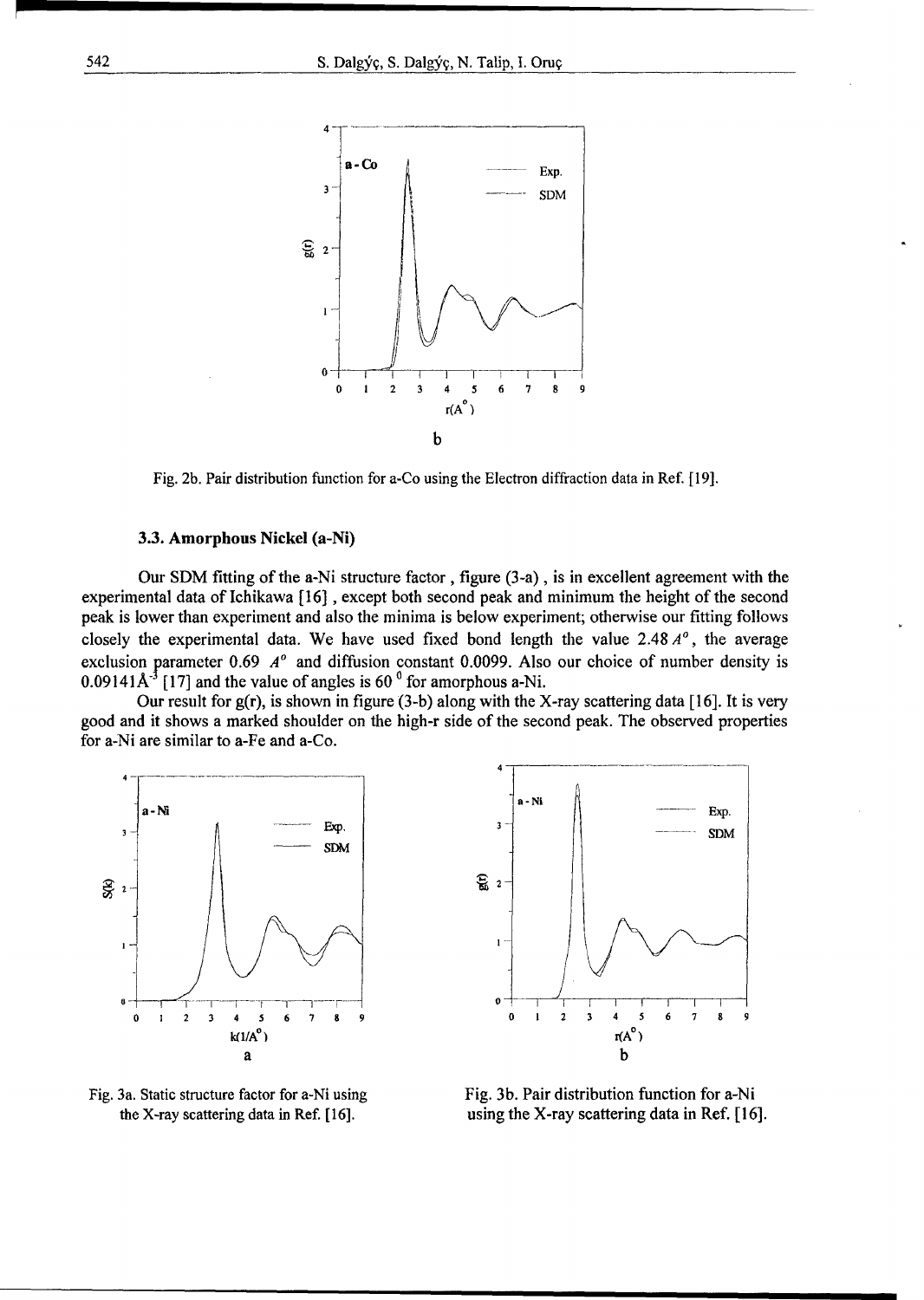Fig. 2b. Pair distribution function for a-Co using the Electron diffraction data in Ref. [19].

### 3.3. Amorphous Nickel (a-Ni)

Our SDM fitting of the a-Ni structure factor , figure (3-a) , is in excellent agreement with the experimental data of Ichikawa [16] , except both second peak and minimum the height of the second peak is lower than experiment and also the minima is below experiment; otherwise our fitting follows closely the experimental data. We have used fixed bond length the value 2.48 $A^{o}$, the average exclusion parameter 0.69 $A^{o}$ and diffusion constant 0.0099. Also our choice of number density is 0.09141$Å^{-3}$ [17] and the value of angles is 60 $^{0}$ for amorphous a-Ni.

Our result for g(r), is shown in figure (3-b) along with the X-ray scattering data [16]. It is very good and it shows a marked shoulder on the high-r side of the second peak. The observed properties for a-Ni are similar to a-Fe and a-Co.

Fig. 3a. Static structure factor for a-Ni using the X-ray scattering data in Ref. [16].

Fig. 3b. Pair distribution function for a-Ni using the X-ray scattering data in Ref. [16].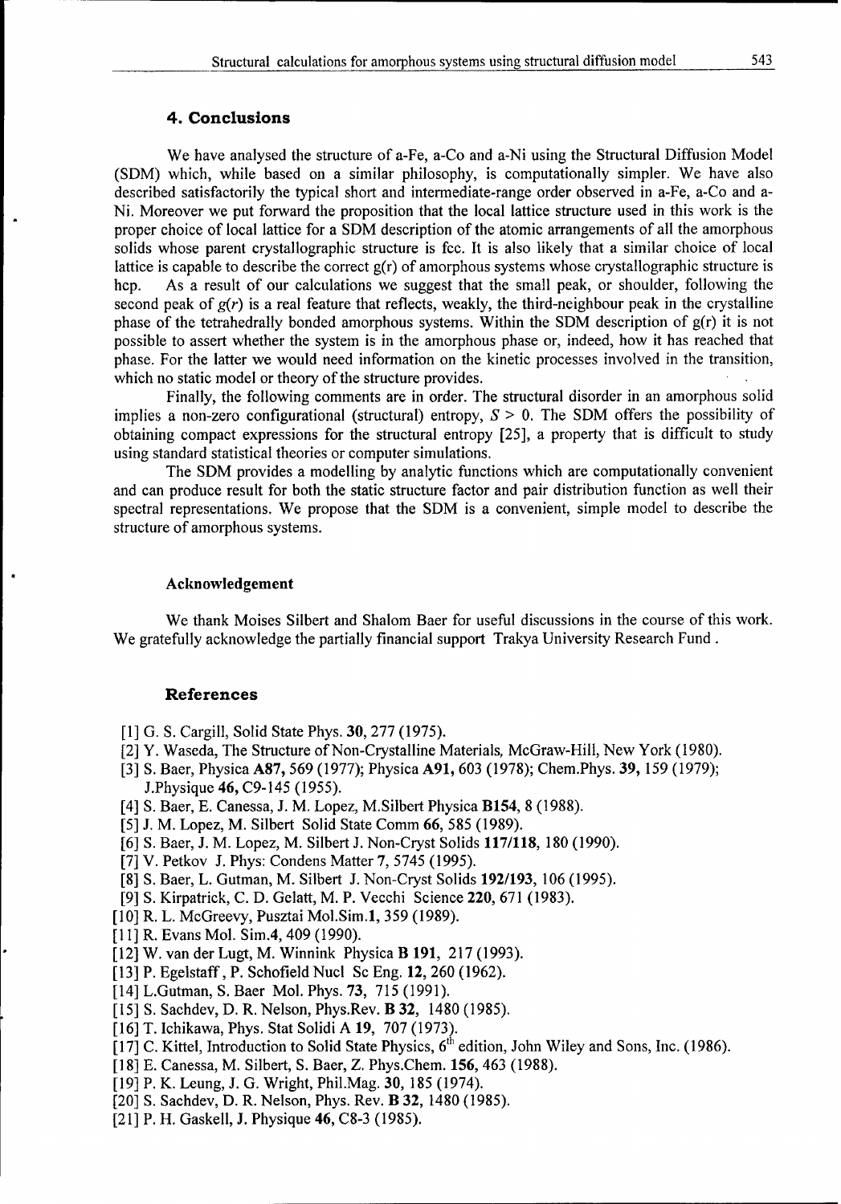## 4. Conclusions

We have analysed the structure of a-Fe, a-Co and a-Ni using the Structural Diffusion Model (SDM) which, while based on a similar philosophy, is computationally simpler. We have also described satisfactorily the typical short and intermediate-range order observed in a-Fe, a-Co and a-Ni. Moreover we put forward the proposition that the local lattice structure used in this work is the proper choice of local lattice for a SDM description of the atomic arrangements of all the amorphous solids whose parent crystallographic structure is fcc. It is also likely that a similar choice of local lattice is capable to describe the correct g(r) of amorphous systems whose crystallographic structure is hcp. As a result of our calculations we suggest that the small peak, or shoulder, following the second peak of $g(r)$ is a real feature that reflects, weakly, the third-neighbour peak in the crystalline phase of the tetrahedrally bonded amorphous systems. Within the SDM description of g(r) it is not possible to assert whether the system is in the amorphous phase or, indeed, how it has reached that phase. For the latter we would need information on the kinetic processes involved in the transition, which no static model or theory of the structure provides.

Finally, the following comments are in order. The structural disorder in an amorphous solid implies a non-zero configurational (structural) entropy, $S > 0$. The SDM offers the possibility of obtaining compact expressions for the structural entropy [25], a property that is difficult to study using standard statistical theories or computer simulations.

The SDM provides a modelling by analytic functions which are computationally convenient and can produce result for both the static structure factor and pair distribution function as well their spectral representations. We propose that the SDM is a convenient, simple model to describe the structure of amorphous systems.

### Acknowledgement

We thank Moises Silbert and Shalom Baer for useful discussions in the course of this work. We gratefully acknowledge the partially financial support Trakya University Research Fund .

## References

[1] G. S. Cargill, Solid State Phys. **30**, 277 (1975).
[2] Y. Waseda, The Structure of Non-Crystalline Materials, McGraw-Hill, New York (1980).
[3] S. Baer, Physica **A87,** 569 (1977); Physica **A91,** 603 (1978); Chem.Phys. **39,** 159 (1979); J.Physique **46,** C9-145 (1955).
[4] S. Baer, E. Canessa, J. M. Lopez, M.Silbert Physica **B154**, 8 (1988).
[5] J. M. Lopez, M. Silbert Solid State Comm **66**, 585 (1989).
[6] S. Baer, J. M. Lopez, M. Silbert J. Non-Cryst Solids **117/118**, 180 (1990).
[7] V. Petkov J. Phys: Condens Matter **7**, 5745 (1995).
[8] S. Baer, L. Gutman, M. Silbert J. Non-Cryst Solids **192/193**, 106 (1995).
[9] S. Kirpatrick, C. D. Gelatt, M. P. Vecchi Science **220**, 671 (1983).
[10] R. L. McGreevy, Pusztai Mol.Sim.**1**, 359 (1989).
[11] R. Evans Mol. Sim.**4**, 409 (1990).
[12] W. van der Lugt, M. Winnink Physica **B 191**, 217 (1993).
[13] P. Egelstaff , P. Schofield Nucl Sc Eng. **12**, 260 (1962).
[14] L.Gutman, S. Baer Mol. Phys. **73**, 715 (1991).
[15] S. Sachdev, D. R. Nelson, Phys.Rev. **B 32**, 1480 (1985).
[16] T. Ichikawa, Phys. Stat Solidi A **19**, 707 (1973).
[17] C. Kittel, Introduction to Solid State Physics, 6th edition, John Wiley and Sons, Inc. (1986).
[18] E. Canessa, M. Silbert, S. Baer, Z. Phys.Chem. **156**, 463 (1988).
[19] P. K. Leung, J. G. Wright, Phil.Mag. **30**, 185 (1974).
[20] S. Sachdev, D. R. Nelson, Phys. Rev. **B 32**, 1480 (1985).
[21] P. H. Gaskell, J. Physique **46**, C8-3 (1985).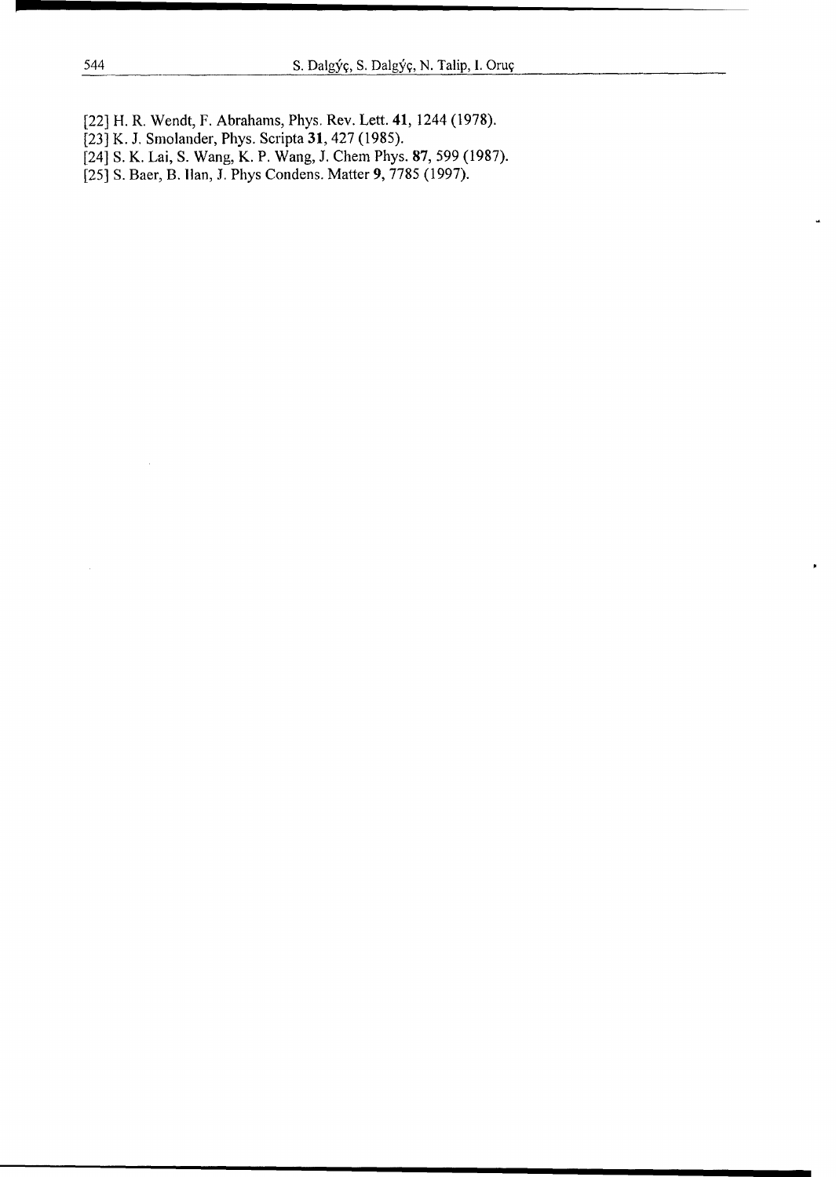[22] H. R. Wendt, F. Abrahams, Phys. Rev. Lett. **41**, 1244 (1978).
[23] K. J. Smolander, Phys. Scripta **31**, 427 (1985).
[24] S. K. Lai, S. Wang, K. P. Wang, J. Chem Phys. **87**, 599 (1987).
[25] S. Baer, B. Ilan, J. Phys Condens. Matter **9**, 7785 (1997).